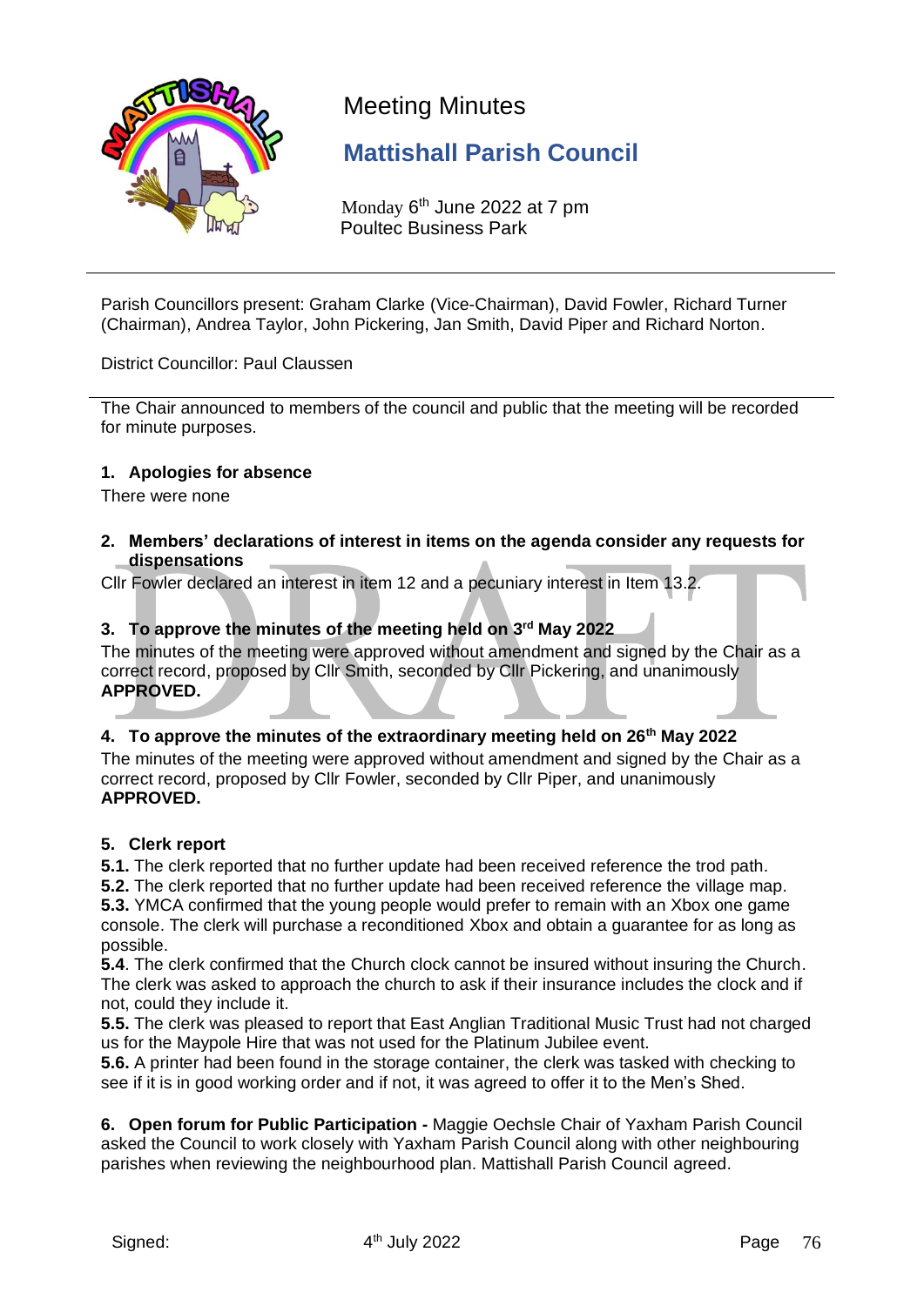# Meeting Minutes

## Mattishall Parish Council

Monday 6th June 2022 at 7 pm
Poultec Business Park

---

Parish Councillors present: Graham Clarke (Vice-Chairman), David Fowler, Richard Turner (Chairman), Andrea Taylor, John Pickering, Jan Smith, David Piper and Richard Norton.

District Councillor: Paul Claussen

---

The Chair announced to members of the council and public that the meeting will be recorded for minute purposes.

### 1. Apologies for absence

There were none

### 2. Members' declarations of interest in items on the agenda consider any requests for dispensations

Cllr Fowler declared an interest in item 12 and a pecuniary interest in Item 13.2.

### 3. To approve the minutes of the meeting held on 3rd May 2022

The minutes of the meeting were approved without amendment and signed by the Chair as a correct record, proposed by Cllr Smith, seconded by Cllr Pickering, and unanimously **APPROVED.**

### 4. To approve the minutes of the extraordinary meeting held on 26th May 2022

The minutes of the meeting were approved without amendment and signed by the Chair as a correct record, proposed by Cllr Fowler, seconded by Cllr Piper, and unanimously **APPROVED.**

### 5. Clerk report

**5.1.** The clerk reported that no further update had been received reference the trod path.

**5.2.** The clerk reported that no further update had been received reference the village map.

**5.3.** YMCA confirmed that the young people would prefer to remain with an Xbox one game console. The clerk will purchase a reconditioned Xbox and obtain a guarantee for as long as possible.

**5.4**. The clerk confirmed that the Church clock cannot be insured without insuring the Church. The clerk was asked to approach the church to ask if their insurance includes the clock and if not, could they include it.

**5.5.** The clerk was pleased to report that East Anglian Traditional Music Trust had not charged us for the Maypole Hire that was not used for the Platinum Jubilee event.

**5.6.** A printer had been found in the storage container, the clerk was tasked with checking to see if it is in good working order and if not, it was agreed to offer it to the Men's Shed.

**6. Open forum for Public Participation -** Maggie Oechsle Chair of Yaxham Parish Council asked the Council to work closely with Yaxham Parish Council along with other neighbouring parishes when reviewing the neighbourhood plan. Mattishall Parish Council agreed.

Signed: 4th July 2022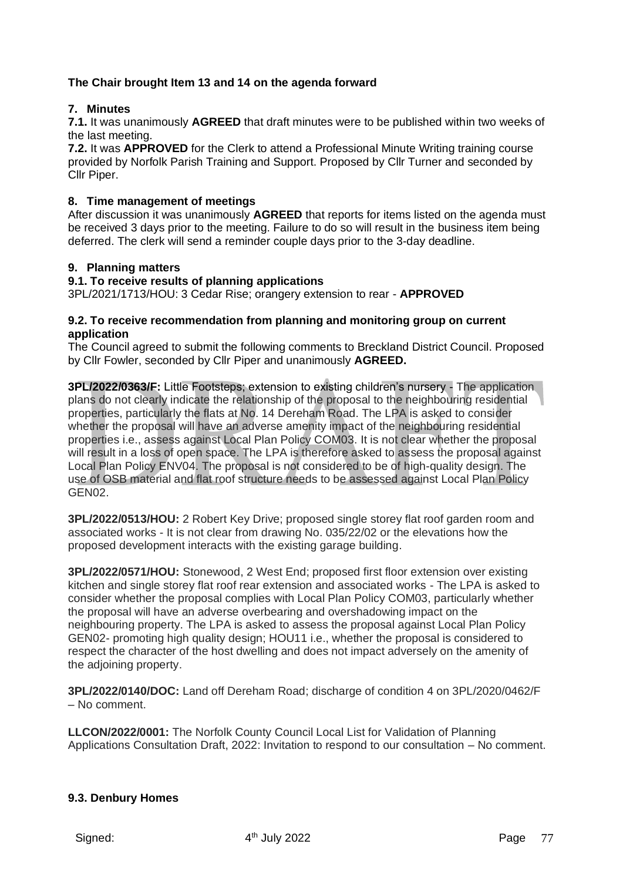**The Chair brought Item 13 and 14 on the agenda forward**

## 7. Minutes

**7.1.** It was unanimously **AGREED** that draft minutes were to be published within two weeks of the last meeting.

**7.2.** It was **APPROVED** for the Clerk to attend a Professional Minute Writing training course provided by Norfolk Parish Training and Support. Proposed by Cllr Turner and seconded by Cllr Piper.

## 8. Time management of meetings

After discussion it was unanimously **AGREED** that reports for items listed on the agenda must be received 3 days prior to the meeting. Failure to do so will result in the business item being deferred. The clerk will send a reminder couple days prior to the 3-day deadline.

## 9. Planning matters

### 9.1. To receive results of planning applications

3PL/2021/1713/HOU: 3 Cedar Rise; orangery extension to rear - **APPROVED**

### 9.2. To receive recommendation from planning and monitoring group on current application

The Council agreed to submit the following comments to Breckland District Council. Proposed by Cllr Fowler, seconded by Cllr Piper and unanimously **AGREED.**

**3PL/2022/0363/F:** Little Footsteps; extension to existing children's nursery - The application plans do not clearly indicate the relationship of the proposal to the neighbouring residential properties, particularly the flats at No. 14 Dereham Road. The LPA is asked to consider whether the proposal will have an adverse amenity impact of the neighbouring residential properties i.e., assess against Local Plan Policy COM03. It is not clear whether the proposal will result in a loss of open space. The LPA is therefore asked to assess the proposal against Local Plan Policy ENV04. The proposal is not considered to be of high-quality design. The use of OSB material and flat roof structure needs to be assessed against Local Plan Policy GEN02.

**3PL/2022/0513/HOU:** 2 Robert Key Drive; proposed single storey flat roof garden room and associated works - It is not clear from drawing No. 035/22/02 or the elevations how the proposed development interacts with the existing garage building.

**3PL/2022/0571/HOU:** Stonewood, 2 West End; proposed first floor extension over existing kitchen and single storey flat roof rear extension and associated works - The LPA is asked to consider whether the proposal complies with Local Plan Policy COM03, particularly whether the proposal will have an adverse overbearing and overshadowing impact on the neighbouring property. The LPA is asked to assess the proposal against Local Plan Policy GEN02- promoting high quality design; HOU11 i.e., whether the proposal is considered to respect the character of the host dwelling and does not impact adversely on the amenity of the adjoining property.

**3PL/2022/0140/DOC:** Land off Dereham Road; discharge of condition 4 on 3PL/2020/0462/F – No comment.

**LLCON/2022/0001:** The Norfolk County Council Local List for Validation of Planning Applications Consultation Draft, 2022: Invitation to respond to our consultation – No comment.

### 9.3. Denbury Homes

Signed: 4th July 2022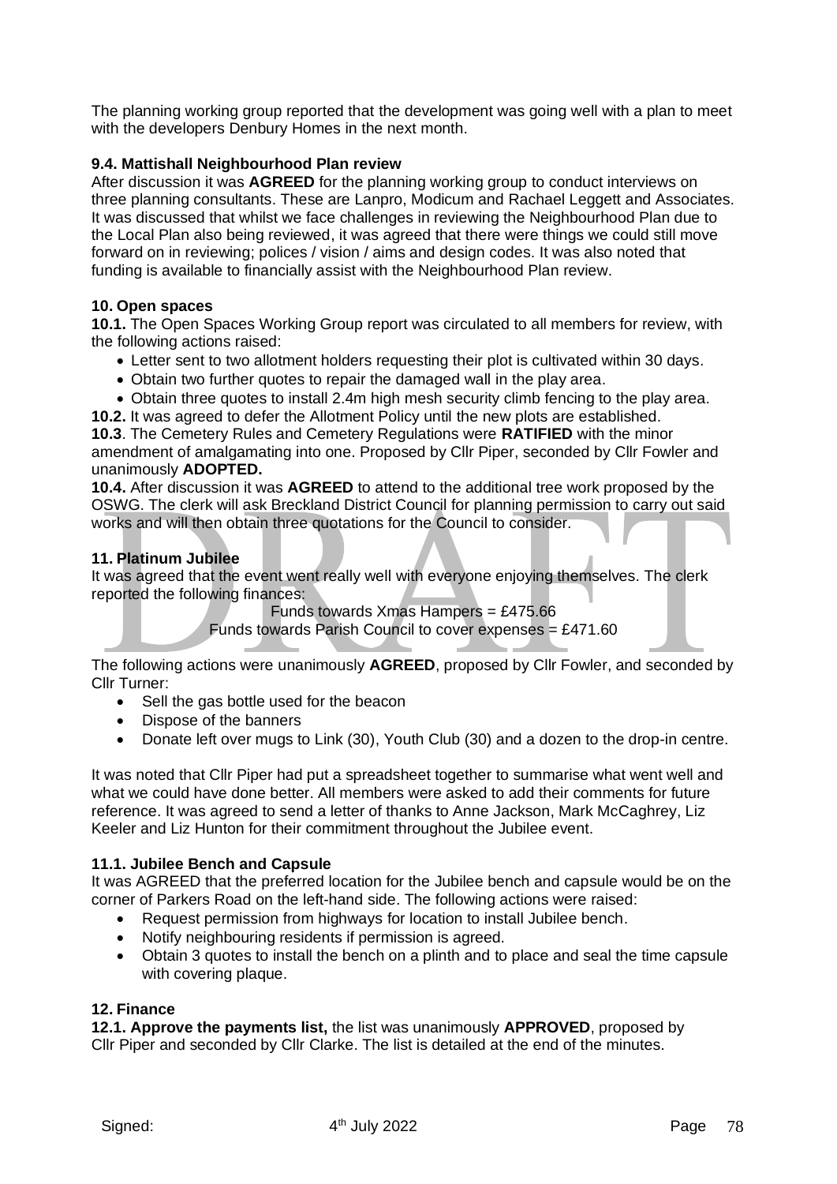The planning working group reported that the development was going well with a plan to meet with the developers Denbury Homes in the next month.

### 9.4. Mattishall Neighbourhood Plan review

After discussion it was **AGREED** for the planning working group to conduct interviews on three planning consultants. These are Lanpro, Modicum and Rachael Leggett and Associates. It was discussed that whilst we face challenges in reviewing the Neighbourhood Plan due to the Local Plan also being reviewed, it was agreed that there were things we could still move forward on in reviewing; polices / vision / aims and design codes. It was also noted that funding is available to financially assist with the Neighbourhood Plan review.

### 10. Open spaces

**10.1.** The Open Spaces Working Group report was circulated to all members for review, with the following actions raised:

- Letter sent to two allotment holders requesting their plot is cultivated within 30 days.
- Obtain two further quotes to repair the damaged wall in the play area.
- Obtain three quotes to install 2.4m high mesh security climb fencing to the play area.

**10.2.** It was agreed to defer the Allotment Policy until the new plots are established.

**10.3**. The Cemetery Rules and Cemetery Regulations were **RATIFIED** with the minor amendment of amalgamating into one. Proposed by Cllr Piper, seconded by Cllr Fowler and unanimously **ADOPTED.**

**10.4.** After discussion it was **AGREED** to attend to the additional tree work proposed by the OSWG. The clerk will ask Breckland District Council for planning permission to carry out said works and will then obtain three quotations for the Council to consider.

### 11. Platinum Jubilee

It was agreed that the event went really well with everyone enjoying themselves. The clerk reported the following finances:

Funds towards Xmas Hampers = £475.66
Funds towards Parish Council to cover expenses = £471.60

The following actions were unanimously **AGREED**, proposed by Cllr Fowler, and seconded by Cllr Turner:

- Sell the gas bottle used for the beacon
- Dispose of the banners
- Donate left over mugs to Link (30), Youth Club (30) and a dozen to the drop-in centre.

It was noted that Cllr Piper had put a spreadsheet together to summarise what went well and what we could have done better. All members were asked to add their comments for future reference. It was agreed to send a letter of thanks to Anne Jackson, Mark McCaghrey, Liz Keeler and Liz Hunton for their commitment throughout the Jubilee event.

### 11.1. Jubilee Bench and Capsule

It was AGREED that the preferred location for the Jubilee bench and capsule would be on the corner of Parkers Road on the left-hand side. The following actions were raised:

- Request permission from highways for location to install Jubilee bench.
- Notify neighbouring residents if permission is agreed.
- Obtain 3 quotes to install the bench on a plinth and to place and seal the time capsule with covering plaque.

### 12. Finance

**12.1. Approve the payments list,** the list was unanimously **APPROVED**, proposed by Cllr Piper and seconded by Cllr Clarke. The list is detailed at the end of the minutes.

Signed: 4th July 2022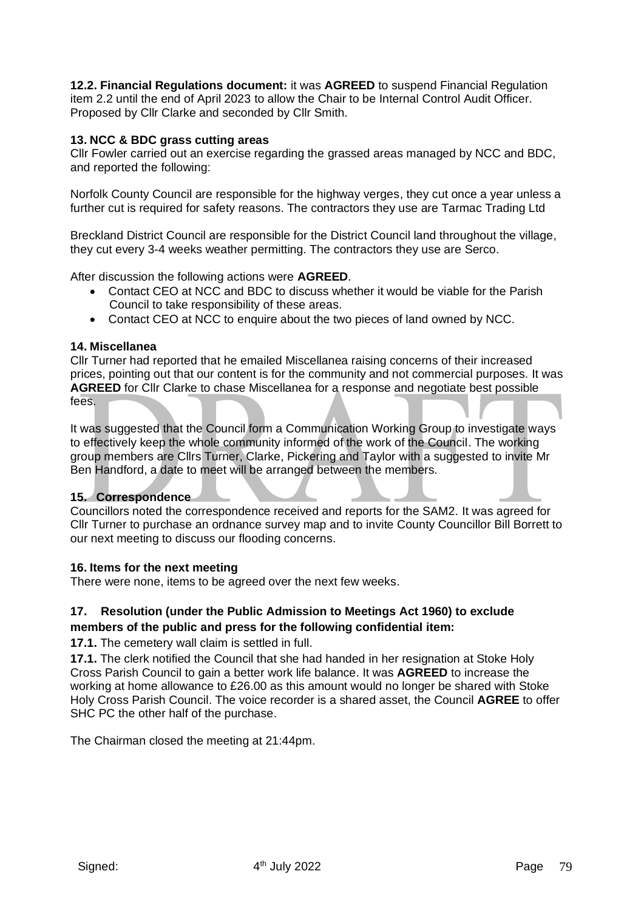**12.2. Financial Regulations document:** it was **AGREED** to suspend Financial Regulation item 2.2 until the end of April 2023 to allow the Chair to be Internal Control Audit Officer. Proposed by Cllr Clarke and seconded by Cllr Smith.

### 13. NCC & BDC grass cutting areas

Cllr Fowler carried out an exercise regarding the grassed areas managed by NCC and BDC, and reported the following:

Norfolk County Council are responsible for the highway verges, they cut once a year unless a further cut is required for safety reasons. The contractors they use are Tarmac Trading Ltd

Breckland District Council are responsible for the District Council land throughout the village, they cut every 3-4 weeks weather permitting. The contractors they use are Serco.

After discussion the following actions were **AGREED**.

- Contact CEO at NCC and BDC to discuss whether it would be viable for the Parish Council to take responsibility of these areas.
- Contact CEO at NCC to enquire about the two pieces of land owned by NCC.

### 14. Miscellanea

Cllr Turner had reported that he emailed Miscellanea raising concerns of their increased prices, pointing out that our content is for the community and not commercial purposes. It was **AGREED** for Cllr Clarke to chase Miscellanea for a response and negotiate best possible fees.

It was suggested that the Council form a Communication Working Group to investigate ways to effectively keep the whole community informed of the work of the Council. The working group members are Cllrs Turner, Clarke, Pickering and Taylor with a suggested to invite Mr Ben Handford, a date to meet will be arranged between the members.

### 15. Correspondence

Councillors noted the correspondence received and reports for the SAM2. It was agreed for Cllr Turner to purchase an ordnance survey map and to invite County Councillor Bill Borrett to our next meeting to discuss our flooding concerns.

### 16. Items for the next meeting

There were none, items to be agreed over the next few weeks.

### 17. Resolution (under the Public Admission to Meetings Act 1960) to exclude members of the public and press for the following confidential item:

**17.1.** The cemetery wall claim is settled in full.

**17.1.** The clerk notified the Council that she had handed in her resignation at Stoke Holy Cross Parish Council to gain a better work life balance. It was **AGREED** to increase the working at home allowance to £26.00 as this amount would no longer be shared with Stoke Holy Cross Parish Council. The voice recorder is a shared asset, the Council **AGREE** to offer SHC PC the other half of the purchase.

The Chairman closed the meeting at 21:44pm.

Signed: 4th July 2022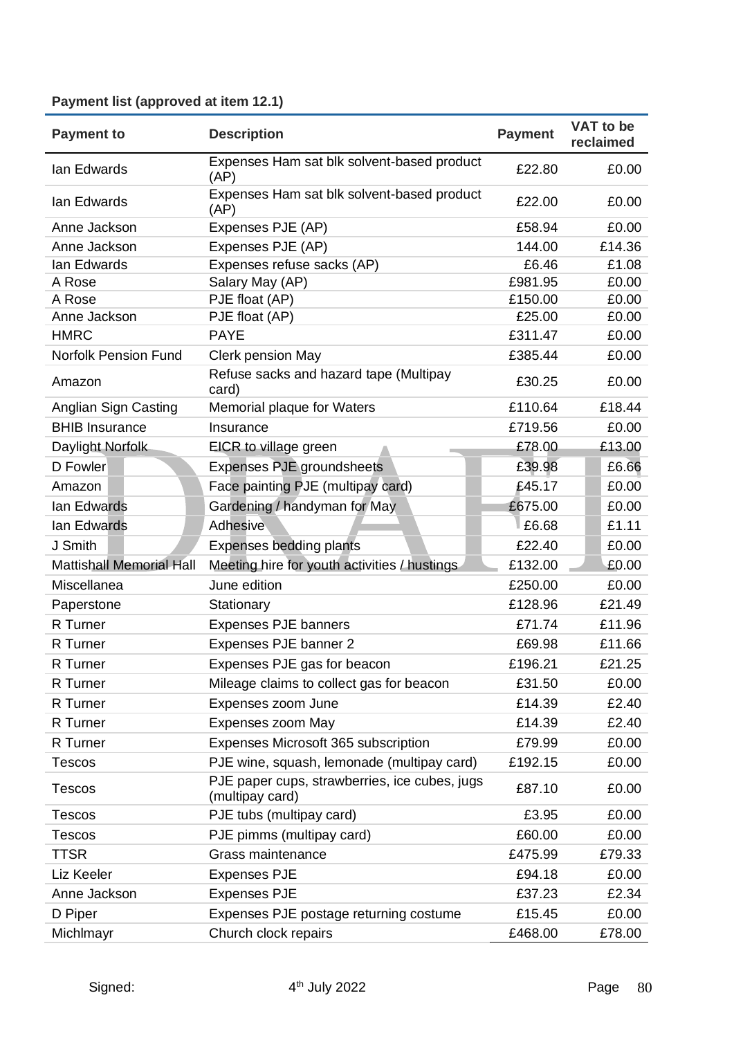**Payment list (approved at item 12.1)**

| Payment to | Description | Payment | VAT to be reclaimed |
|---|---|---|---|
| Ian Edwards | Expenses Ham sat blk solvent-based product (AP) | £22.80 | £0.00 |
| Ian Edwards | Expenses Ham sat blk solvent-based product (AP) | £22.00 | £0.00 |
| Anne Jackson | Expenses PJE (AP) | £58.94 | £0.00 |
| Anne Jackson | Expenses PJE (AP) | 144.00 | £14.36 |
| Ian Edwards | Expenses refuse sacks (AP) | £6.46 | £1.08 |
| A Rose | Salary May (AP) | £981.95 | £0.00 |
| A Rose | PJE float (AP) | £150.00 | £0.00 |
| Anne Jackson | PJE float (AP) | £25.00 | £0.00 |
| HMRC | PAYE | £311.47 | £0.00 |
| Norfolk Pension Fund | Clerk pension May | £385.44 | £0.00 |
| Amazon | Refuse sacks and hazard tape (Multipay card) | £30.25 | £0.00 |
| Anglian Sign Casting | Memorial plaque for Waters | £110.64 | £18.44 |
| BHIB Insurance | Insurance | £719.56 | £0.00 |
| Daylight Norfolk | EICR to village green | £78.00 | £13.00 |
| D Fowler | Expenses PJE groundsheets | £39.98 | £6.66 |
| Amazon | Face painting PJE (multipay card) | £45.17 | £0.00 |
| Ian Edwards | Gardening / handyman for May | £675.00 | £0.00 |
| Ian Edwards | Adhesive | £6.68 | £1.11 |
| J Smith | Expenses bedding plants | £22.40 | £0.00 |
| Mattishall Memorial Hall | Meeting hire for youth activities / hustings | £132.00 | £0.00 |
| Miscellanea | June edition | £250.00 | £0.00 |
| Paperstone | Stationary | £128.96 | £21.49 |
| R Turner | Expenses PJE banners | £71.74 | £11.96 |
| R Turner | Expenses PJE banner 2 | £69.98 | £11.66 |
| R Turner | Expenses PJE gas for beacon | £196.21 | £21.25 |
| R Turner | Mileage claims to collect gas for beacon | £31.50 | £0.00 |
| R Turner | Expenses zoom June | £14.39 | £2.40 |
| R Turner | Expenses zoom May | £14.39 | £2.40 |
| R Turner | Expenses Microsoft 365 subscription | £79.99 | £0.00 |
| Tescos | PJE wine, squash, lemonade (multipay card) | £192.15 | £0.00 |
| Tescos | PJE paper cups, strawberries, ice cubes, jugs (multipay card) | £87.10 | £0.00 |
| Tescos | PJE tubs (multipay card) | £3.95 | £0.00 |
| Tescos | PJE pimms (multipay card) | £60.00 | £0.00 |
| TTSR | Grass maintenance | £475.99 | £79.33 |
| Liz Keeler | Expenses PJE | £94.18 | £0.00 |
| Anne Jackson | Expenses PJE | £37.23 | £2.34 |
| D Piper | Expenses PJE postage returning costume | £15.45 | £0.00 |
| Michlmayr | Church clock repairs | £468.00 | £78.00 |

Signed: 4th July 2022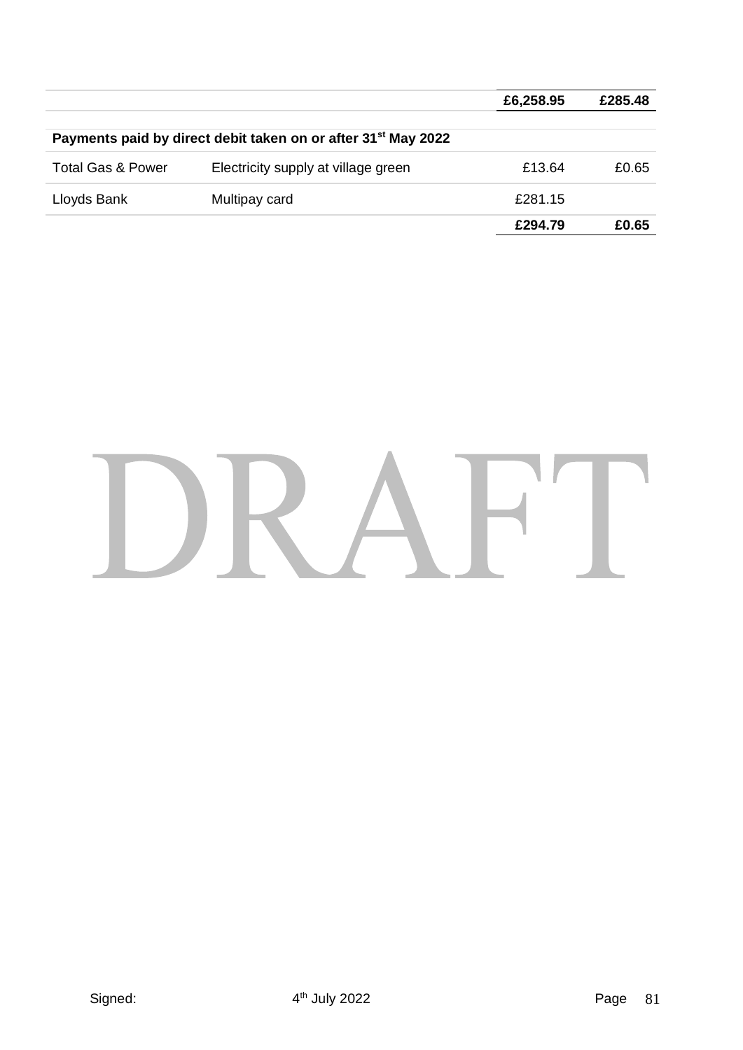| | | | |
|---|---|---|---|
| | | **£6,258.95** | **£285.48** |

**Payments paid by direct debit taken on or after 31st May 2022**

| | | | |
|---|---|---|---|
| Total Gas & Power | Electricity supply at village green | £13.64 | £0.65 |
| Lloyds Bank | Multipay card | £281.15 | |
| | | **£294.79** | **£0.65** |

DRAFT

Signed: 4th July 2022